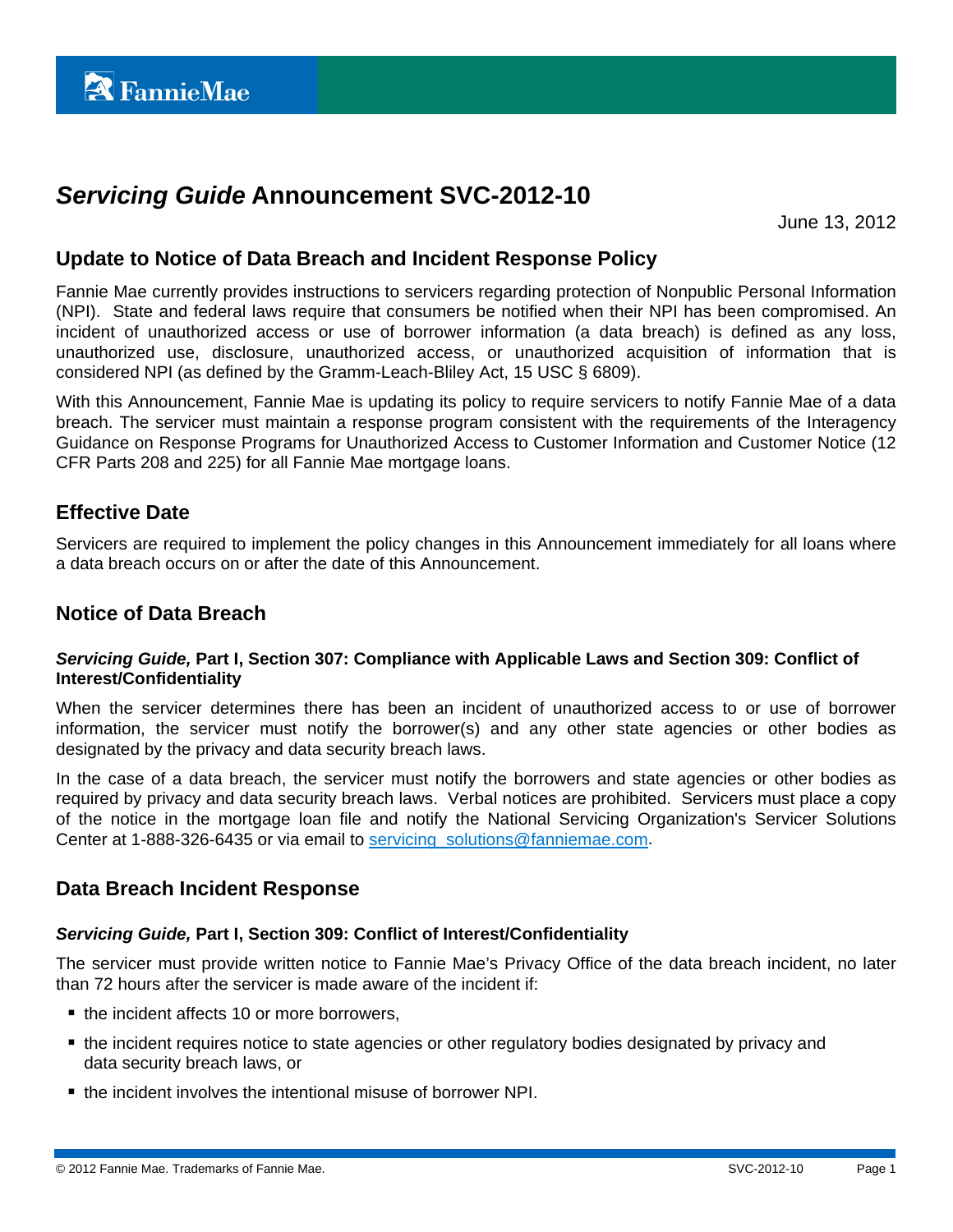FannieMae

# *Servicing Guide* Announcement SVC-2012-10

June 13, 2012

## Update to Notice of Data Breach and Incident Response Policy

Fannie Mae currently provides instructions to servicers regarding protection of Nonpublic Personal Information (NPI). State and federal laws require that consumers be notified when their NPI has been compromised. An incident of unauthorized access or use of borrower information (a data breach) is defined as any loss, unauthorized use, disclosure, unauthorized access, or unauthorized acquisition of information that is considered NPI (as defined by the Gramm-Leach-Bliley Act, 15 USC § 6809).

With this Announcement, Fannie Mae is updating its policy to require servicers to notify Fannie Mae of a data breach. The servicer must maintain a response program consistent with the requirements of the Interagency Guidance on Response Programs for Unauthorized Access to Customer Information and Customer Notice (12 CFR Parts 208 and 225) for all Fannie Mae mortgage loans.

## Effective Date

Servicers are required to implement the policy changes in this Announcement immediately for all loans where a data breach occurs on or after the date of this Announcement.

## Notice of Data Breach

### *Servicing Guide,* Part I, Section 307: Compliance with Applicable Laws and Section 309: Conflict of Interest/Confidentiality

When the servicer determines there has been an incident of unauthorized access to or use of borrower information, the servicer must notify the borrower(s) and any other state agencies or other bodies as designated by the privacy and data security breach laws.

In the case of a data breach, the servicer must notify the borrowers and state agencies or other bodies as required by privacy and data security breach laws. Verbal notices are prohibited. Servicers must place a copy of the notice in the mortgage loan file and notify the National Servicing Organization's Servicer Solutions Center at 1-888-326-6435 or via email to servicing_solutions@fanniemae.com.

## Data Breach Incident Response

### *Servicing Guide,* Part I, Section 309: Conflict of Interest/Confidentiality

The servicer must provide written notice to Fannie Mae's Privacy Office of the data breach incident, no later than 72 hours after the servicer is made aware of the incident if:

- the incident affects 10 or more borrowers,
- the incident requires notice to state agencies or other regulatory bodies designated by privacy and data security breach laws, or
- the incident involves the intentional misuse of borrower NPI.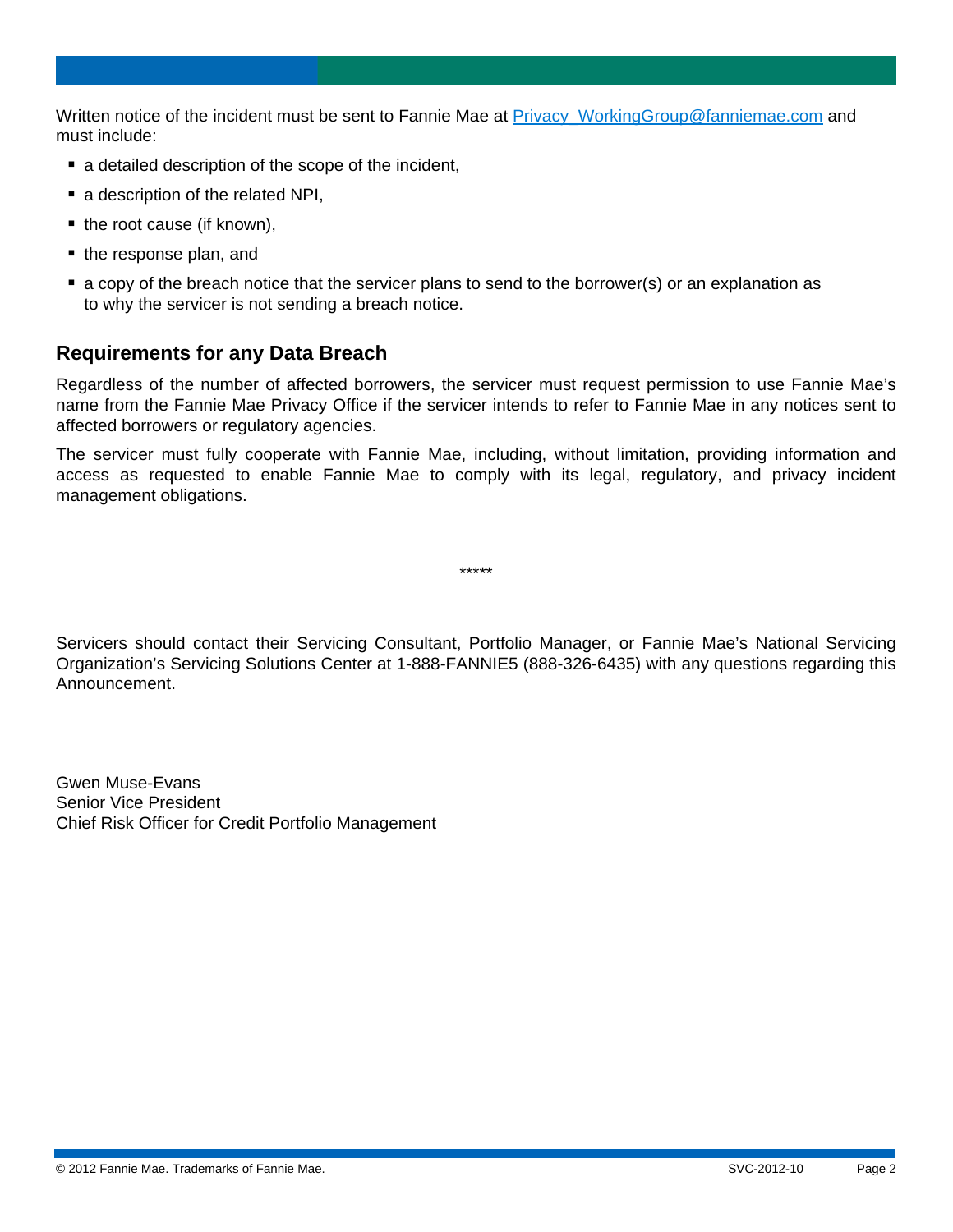Written notice of the incident must be sent to Fannie Mae at [Privacy_WorkingGroup@fanniemae.com](mailto:Privacy_WorkingGroup@fanniemae.com) and must include:

- a detailed description of the scope of the incident,
- a description of the related NPI,
- the root cause (if known),
- the response plan, and
- a copy of the breach notice that the servicer plans to send to the borrower(s) or an explanation as to why the servicer is not sending a breach notice.

## Requirements for any Data Breach

Regardless of the number of affected borrowers, the servicer must request permission to use Fannie Mae's name from the Fannie Mae Privacy Office if the servicer intends to refer to Fannie Mae in any notices sent to affected borrowers or regulatory agencies.

The servicer must fully cooperate with Fannie Mae, including, without limitation, providing information and access as requested to enable Fannie Mae to comply with its legal, regulatory, and privacy incident management obligations.

*****

Servicers should contact their Servicing Consultant, Portfolio Manager, or Fannie Mae's National Servicing Organization's Servicing Solutions Center at 1-888-FANNIE5 (888-326-6435) with any questions regarding this Announcement.

Gwen Muse-Evans
Senior Vice President
Chief Risk Officer for Credit Portfolio Management